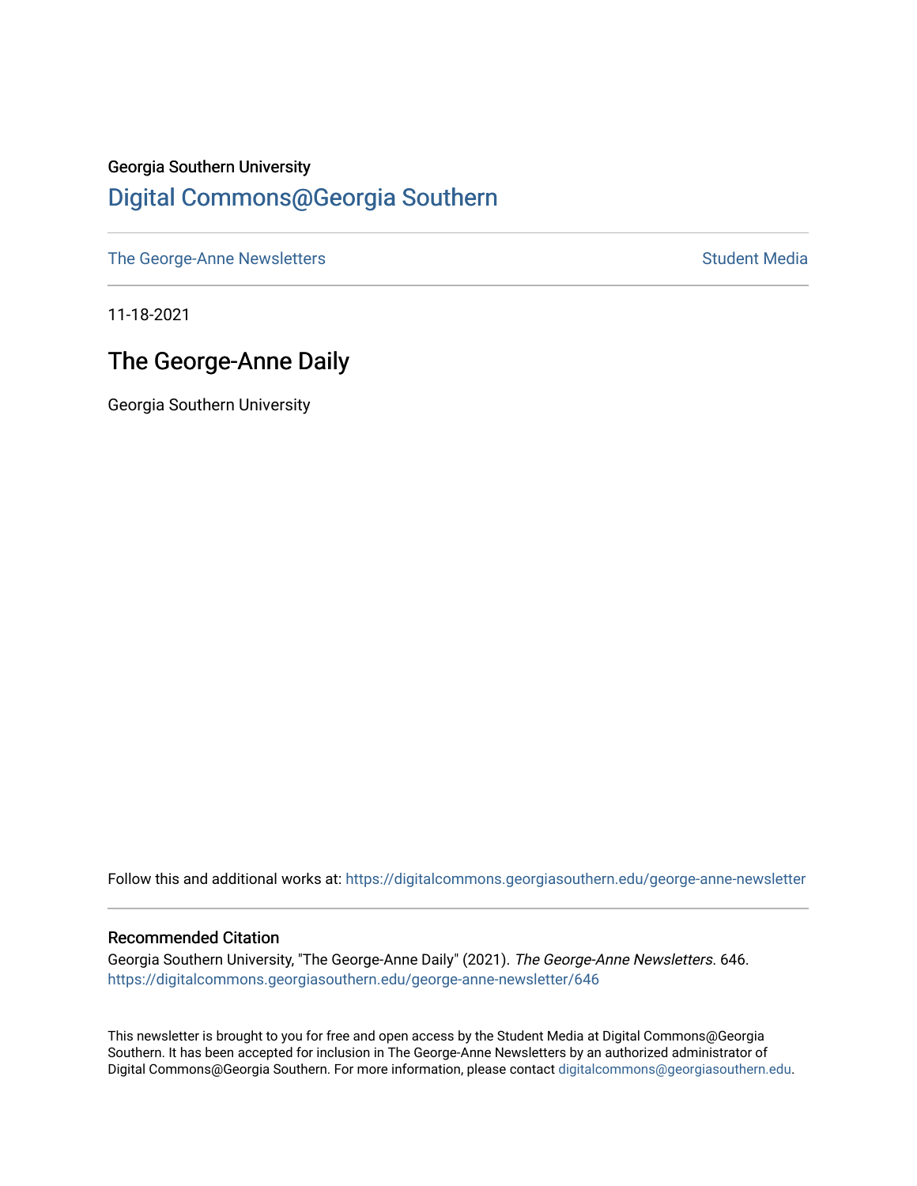Georgia Southern University

# Digital Commons@Georgia Southern

The George-Anne Newsletters Student Media

11-18-2021

## The George-Anne Daily

Georgia Southern University

Follow this and additional works at: https://digitalcommons.georgiasouthern.edu/george-anne-newsletter

### Recommended Citation

Georgia Southern University, "The George-Anne Daily" (2021). *The George-Anne Newsletters*. 646.
https://digitalcommons.georgiasouthern.edu/george-anne-newsletter/646

This newsletter is brought to you for free and open access by the Student Media at Digital Commons@Georgia Southern. It has been accepted for inclusion in The George-Anne Newsletters by an authorized administrator of Digital Commons@Georgia Southern. For more information, please contact digitalcommons@georgiasouthern.edu.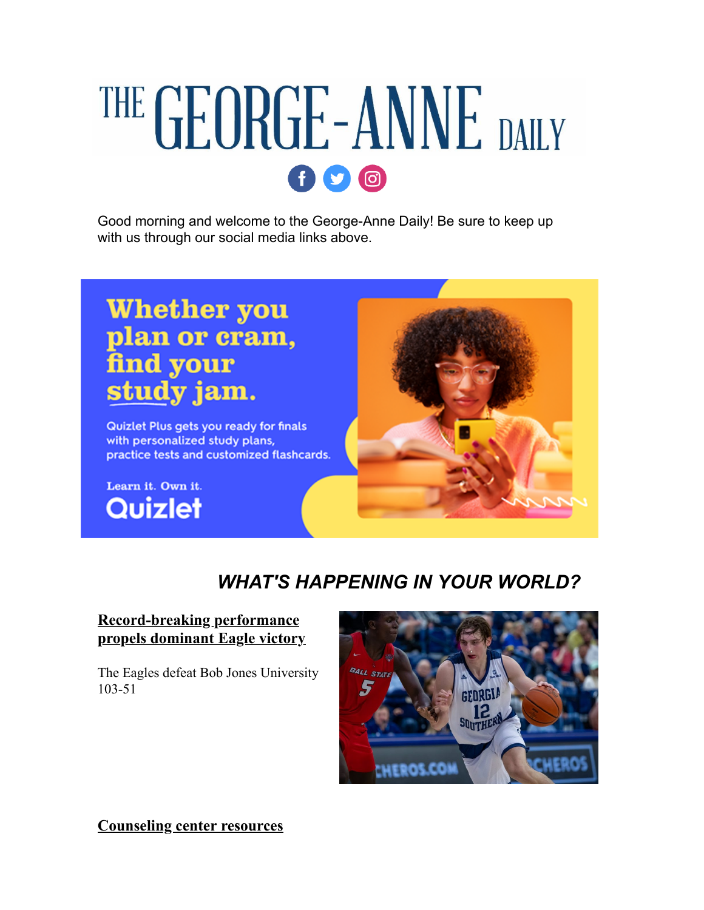# THE GEORGE-ANNE DAILY

Good morning and welcome to the George-Anne Daily! Be sure to keep up with us through our social media links above.

## *WHAT'S HAPPENING IN YOUR WORLD?*

**Record-breaking performance propels dominant Eagle victory**

The Eagles defeat Bob Jones University 103-51

**Counseling center resources**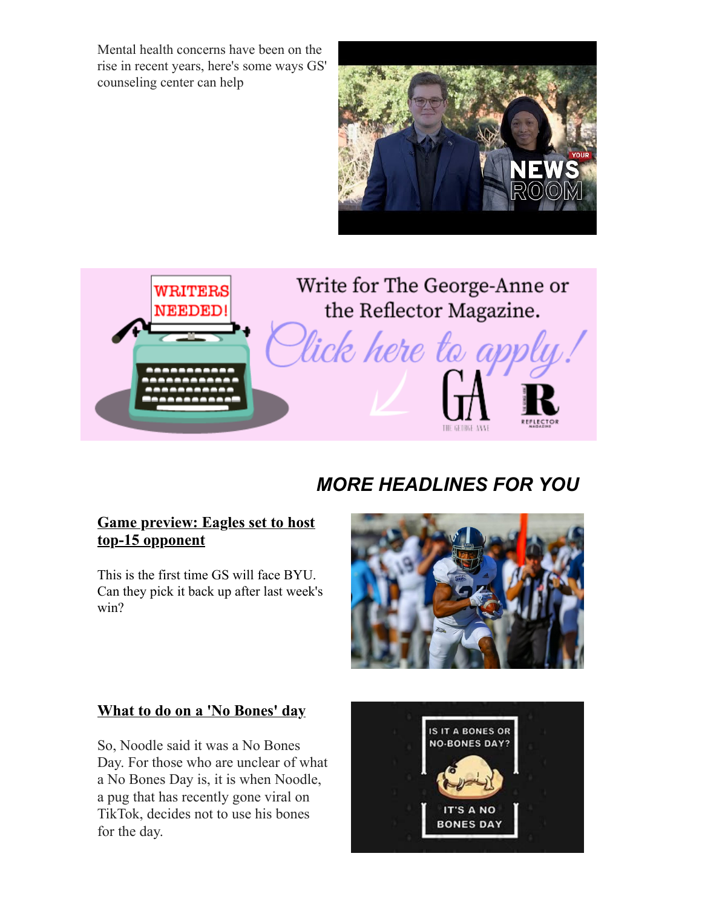Mental health concerns have been on the rise in recent years, here's some ways GS' counseling center can help

## MORE HEADLINES FOR YOU

### Game preview: Eagles set to host top-15 opponent

This is the first time GS will face BYU. Can they pick it back up after last week's win?

### What to do on a 'No Bones' day

So, Noodle said it was a No Bones Day. For those who are unclear of what a No Bones Day is, it is when Noodle, a pug that has recently gone viral on TikTok, decides not to use his bones for the day.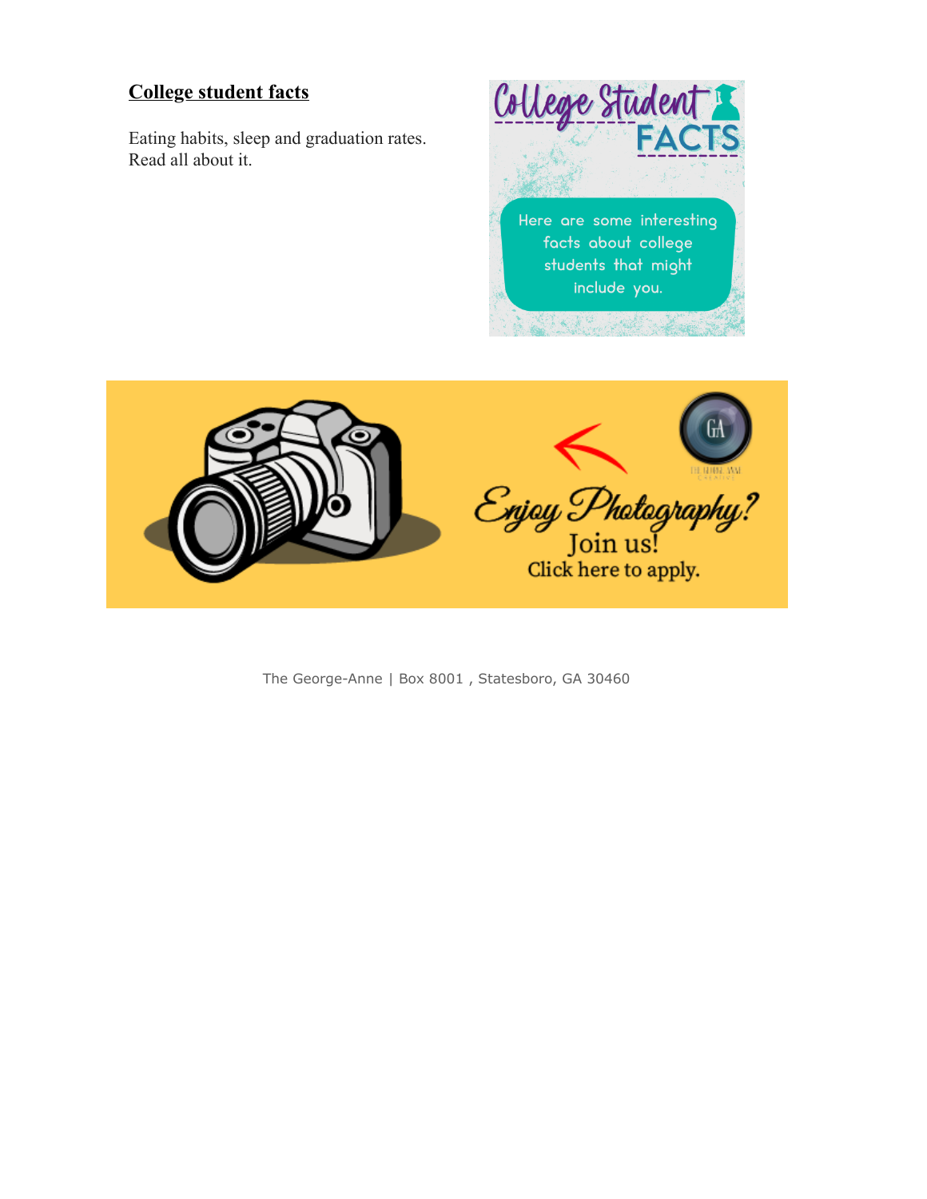## College student facts

Eating habits, sleep and graduation rates. Read all about it.

The George-Anne | Box 8001 , Statesboro, GA 30460